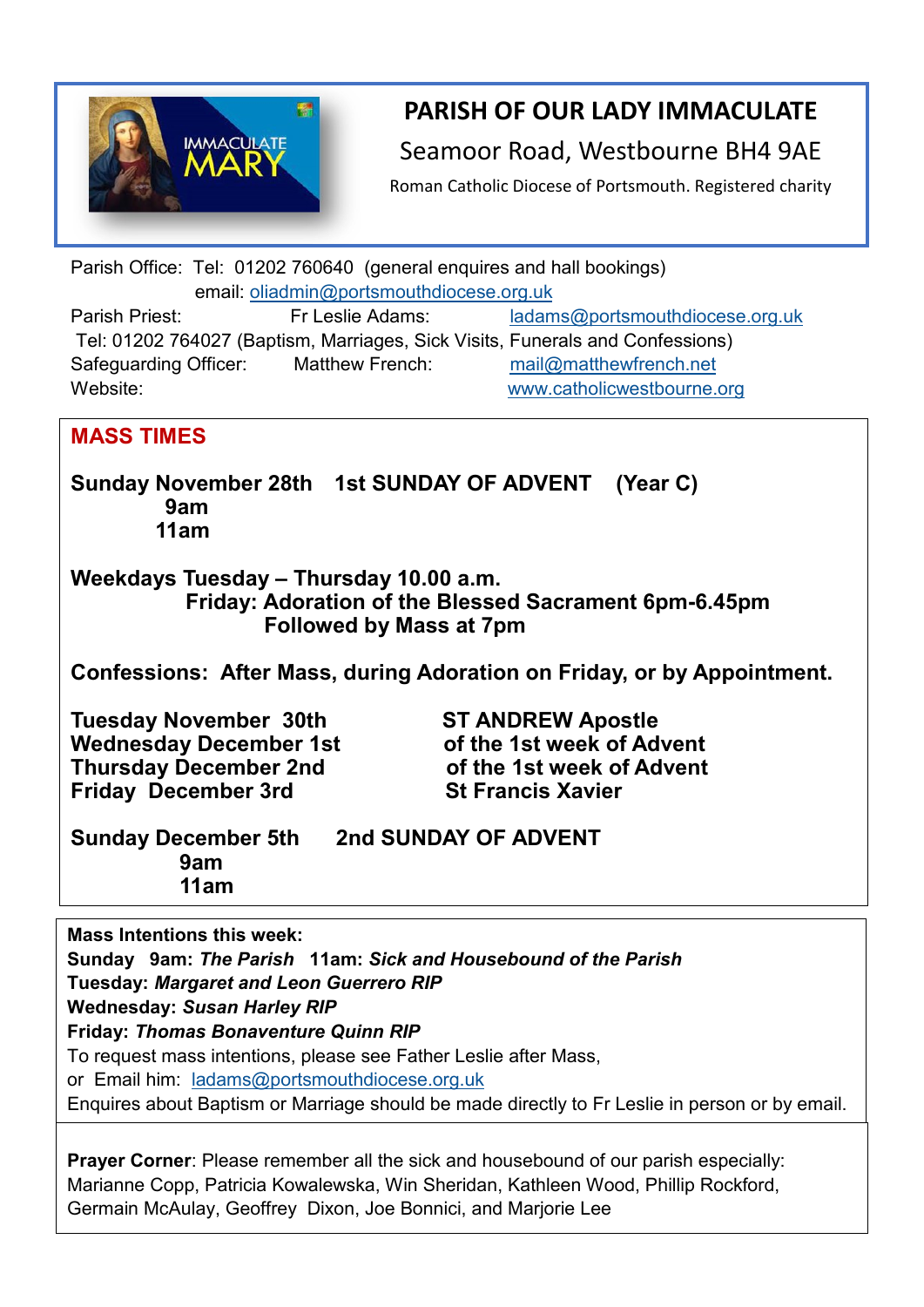# PARISH OF OUR LADY IMMACULATE

Seamoor Road, Westbourne BH4 9AE

Roman Catholic Diocese of Portsmouth. Registered charity

Parish Office: Tel: 01202 760640 (general enquires and hall bookings)
email: oliadmin@portsmouthdiocese.org.uk

Parish Priest: Fr Leslie Adams: ladams@portsmouthdiocese.org.uk
Tel: 01202 764027 (Baptism, Marriages, Sick Visits, Funerals and Confessions)

Safeguarding Officer: Matthew French: mail@matthewfrench.net

Website: www.catholicwestbourne.org

## MASS TIMES

**Sunday November 28th 1st SUNDAY OF ADVENT (Year C)**
**9am**
**11am**

**Weekdays Tuesday – Thursday 10.00 a.m.**
**Friday: Adoration of the Blessed Sacrament 6pm-6.45pm**
**Followed by Mass at 7pm**

**Confessions: After Mass, during Adoration on Friday, or by Appointment.**

| | |
|---|---|
| **Tuesday November 30th** | **ST ANDREW Apostle** |
| **Wednesday December 1st** | **of the 1st week of Advent** |
| **Thursday December 2nd** | **of the 1st week of Advent** |
| **Friday December 3rd** | **St Francis Xavier** |

**Sunday December 5th 2nd SUNDAY OF ADVENT**
**9am**
**11am**

**Mass Intentions this week:**
**Sunday 9am:** ***The Parish*** **11am:** ***Sick and Housebound of the Parish***
**Tuesday:** ***Margaret and Leon Guerrero RIP***
**Wednesday:** ***Susan Harley RIP***
**Friday:** ***Thomas Bonaventure Quinn RIP***
To request mass intentions, please see Father Leslie after Mass,
or Email him: ladams@portsmouthdiocese.org.uk
Enquires about Baptism or Marriage should be made directly to Fr Leslie in person or by email.

**Prayer Corner**: Please remember all the sick and housebound of our parish especially: Marianne Copp, Patricia Kowalewska, Win Sheridan, Kathleen Wood, Phillip Rockford, Germain McAulay, Geoffrey Dixon, Joe Bonnici, and Marjorie Lee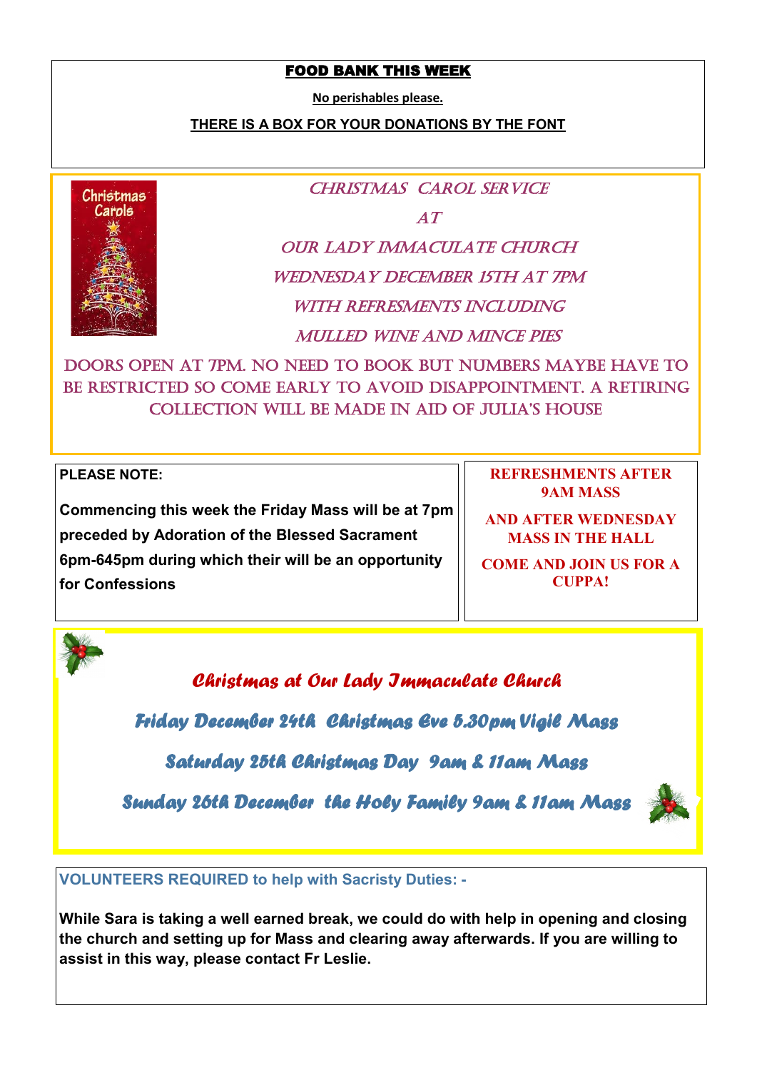## FOOD BANK THIS WEEK

**No perishables please.**

**THERE IS A BOX FOR YOUR DONATIONS BY THE FONT**

CHRISTMAS CAROL SERVICE

AT

OUR LADY IMMACULATE CHURCH

WEDNESDAY DECEMBER 15TH AT 7PM

WITH REFRESMENTS INCLUDING

MULLED WINE AND MINCE PIES

DOORS OPEN AT 7PM. NO NEED TO BOOK BUT NUMBERS MAYBE HAVE TO BE RESTRICTED SO COME EARLY TO AVOID DISAPPOINTMENT. A RETIRING COLLECTION WILL BE MADE IN AID OF JULIA'S HOUSE

**PLEASE NOTE:**

**Commencing this week the Friday Mass will be at 7pm preceded by Adoration of the Blessed Sacrament 6pm-645pm during which their will be an opportunity for Confessions**

**REFRESHMENTS AFTER 9AM MASS**

**AND AFTER WEDNESDAY MASS IN THE HALL**

**COME AND JOIN US FOR A CUPPA!**

***Christmas at Our Lady Immaculate Church***

***Friday December 24th Christmas Eve 5.30pm Vigil Mass***

***Saturday 25th Christmas Day 9am & 11am Mass***

***Sunday 26th December the Holy Family 9am & 11am Mass***

**VOLUNTEERS REQUIRED to help with Sacristy Duties: -**

**While Sara is taking a well earned break, we could do with help in opening and closing the church and setting up for Mass and clearing away afterwards. If you are willing to assist in this way, please contact Fr Leslie.**